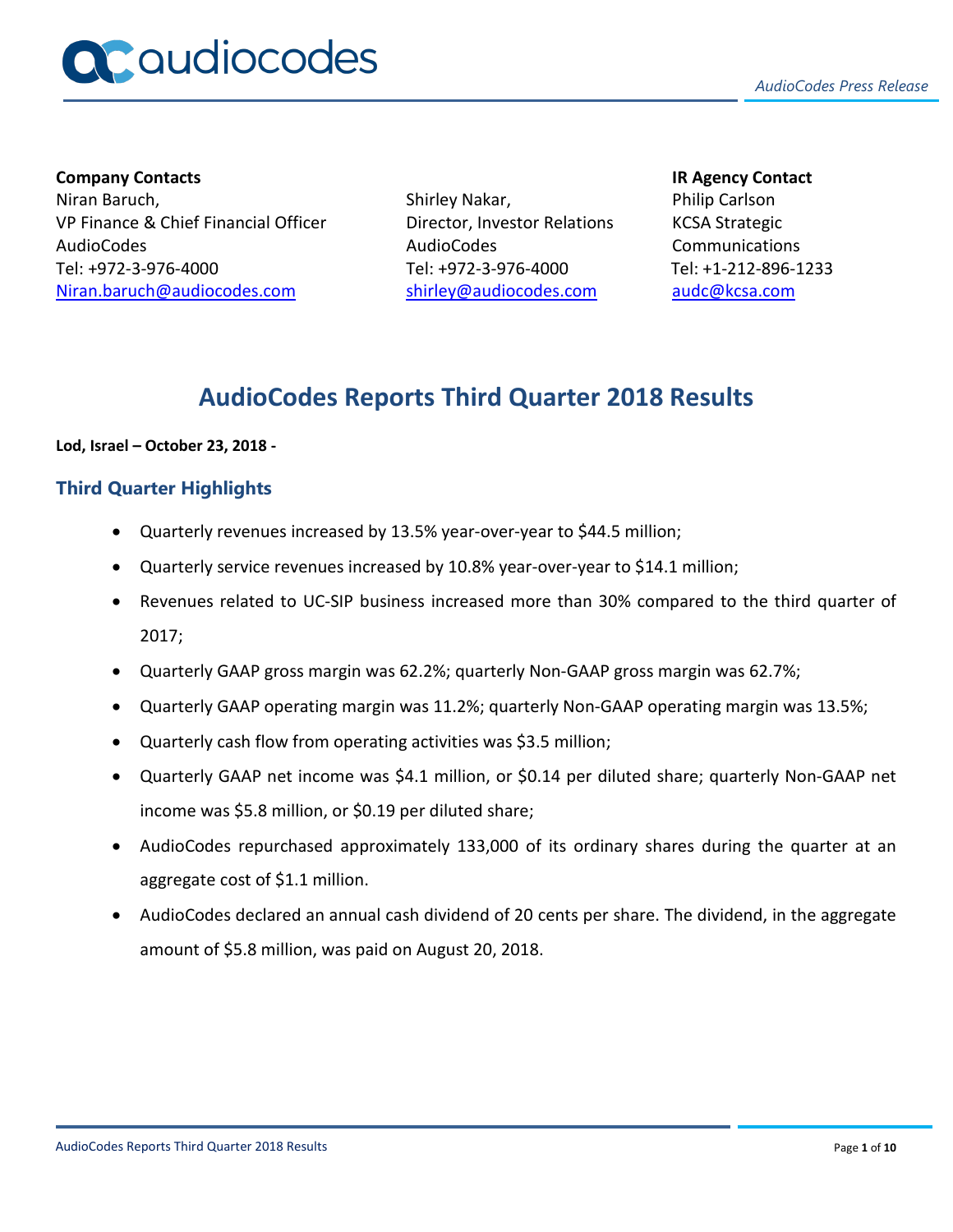**Company Contacts**

Niran Baruch,
VP Finance & Chief Financial Officer
AudioCodes
Tel: +972-3-976-4000
Niran.baruch@audiocodes.com

Shirley Nakar,
Director, Investor Relations
AudioCodes
Tel: +972-3-976-4000
shirley@audiocodes.com

**IR Agency Contact**

Philip Carlson
KCSA Strategic Communications
Tel: +1-212-896-1233
audc@kcsa.com

# AudioCodes Reports Third Quarter 2018 Results

**Lod, Israel – October 23, 2018 -**

## Third Quarter Highlights

- Quarterly revenues increased by 13.5% year-over-year to $44.5 million;
- Quarterly service revenues increased by 10.8% year-over-year to $14.1 million;
- Revenues related to UC-SIP business increased more than 30% compared to the third quarter of 2017;
- Quarterly GAAP gross margin was 62.2%; quarterly Non-GAAP gross margin was 62.7%;
- Quarterly GAAP operating margin was 11.2%; quarterly Non-GAAP operating margin was 13.5%;
- Quarterly cash flow from operating activities was $3.5 million;
- Quarterly GAAP net income was $4.1 million, or $0.14 per diluted share; quarterly Non-GAAP net income was $5.8 million, or $0.19 per diluted share;
- AudioCodes repurchased approximately 133,000 of its ordinary shares during the quarter at an aggregate cost of $1.1 million.
- AudioCodes declared an annual cash dividend of 20 cents per share. The dividend, in the aggregate amount of $5.8 million, was paid on August 20, 2018.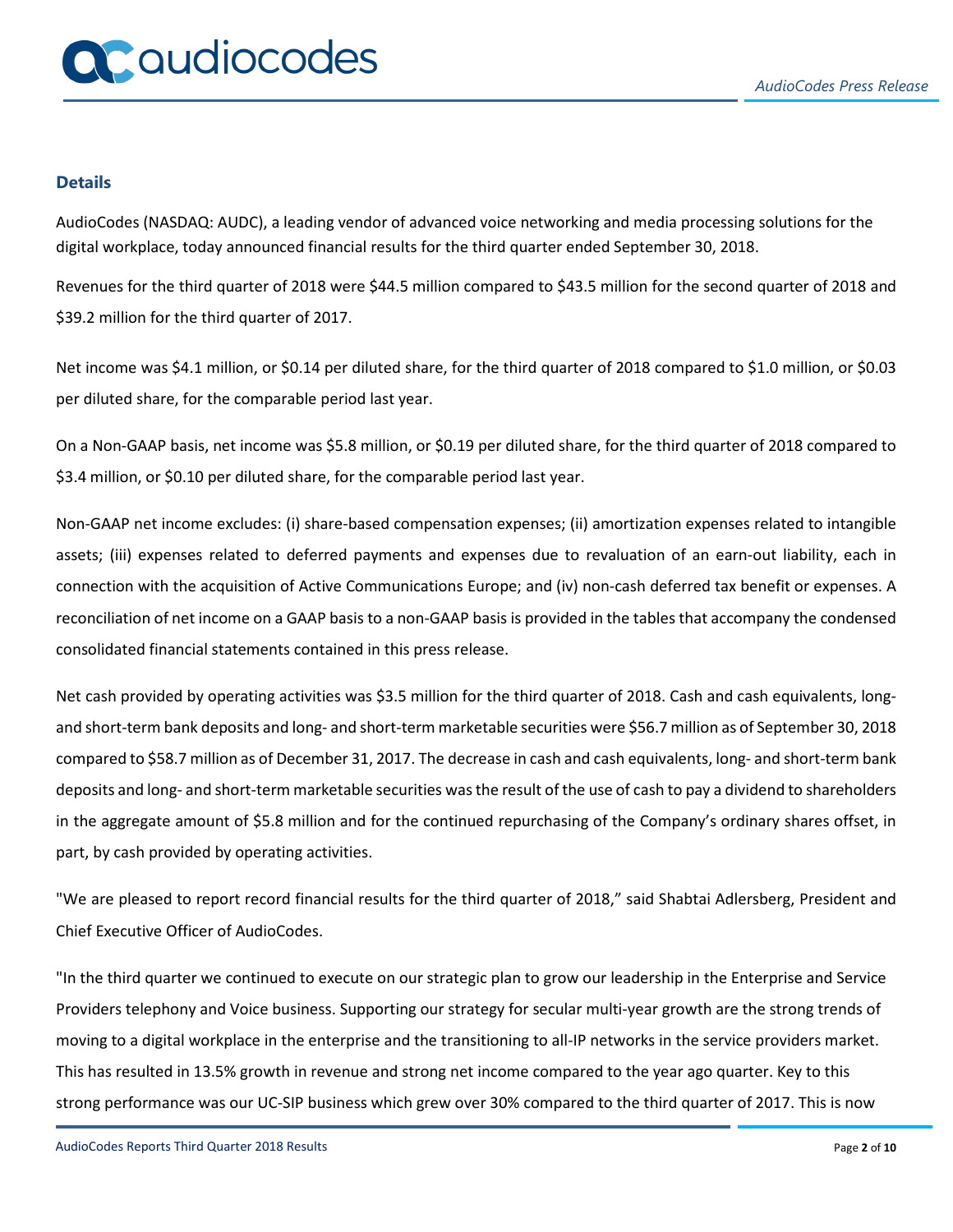## Details

AudioCodes (NASDAQ: AUDC), a leading vendor of advanced voice networking and media processing solutions for the digital workplace, today announced financial results for the third quarter ended September 30, 2018.

Revenues for the third quarter of 2018 were $44.5 million compared to $43.5 million for the second quarter of 2018 and $39.2 million for the third quarter of 2017.

Net income was $4.1 million, or $0.14 per diluted share, for the third quarter of 2018 compared to $1.0 million, or $0.03 per diluted share, for the comparable period last year.

On a Non-GAAP basis, net income was $5.8 million, or $0.19 per diluted share, for the third quarter of 2018 compared to $3.4 million, or $0.10 per diluted share, for the comparable period last year.

Non-GAAP net income excludes: (i) share-based compensation expenses; (ii) amortization expenses related to intangible assets; (iii) expenses related to deferred payments and expenses due to revaluation of an earn-out liability, each in connection with the acquisition of Active Communications Europe; and (iv) non-cash deferred tax benefit or expenses. A reconciliation of net income on a GAAP basis to a non-GAAP basis is provided in the tables that accompany the condensed consolidated financial statements contained in this press release.

Net cash provided by operating activities was $3.5 million for the third quarter of 2018. Cash and cash equivalents, long- and short-term bank deposits and long- and short-term marketable securities were $56.7 million as of September 30, 2018 compared to $58.7 million as of December 31, 2017. The decrease in cash and cash equivalents, long- and short-term bank deposits and long- and short-term marketable securities was the result of the use of cash to pay a dividend to shareholders in the aggregate amount of $5.8 million and for the continued repurchasing of the Company's ordinary shares offset, in part, by cash provided by operating activities.

"We are pleased to report record financial results for the third quarter of 2018," said Shabtai Adlersberg, President and Chief Executive Officer of AudioCodes.

"In the third quarter we continued to execute on our strategic plan to grow our leadership in the Enterprise and Service Providers telephony and Voice business. Supporting our strategy for secular multi-year growth are the strong trends of moving to a digital workplace in the enterprise and the transitioning to all-IP networks in the service providers market. This has resulted in 13.5% growth in revenue and strong net income compared to the year ago quarter. Key to this strong performance was our UC-SIP business which grew over 30% compared to the third quarter of 2017. This is now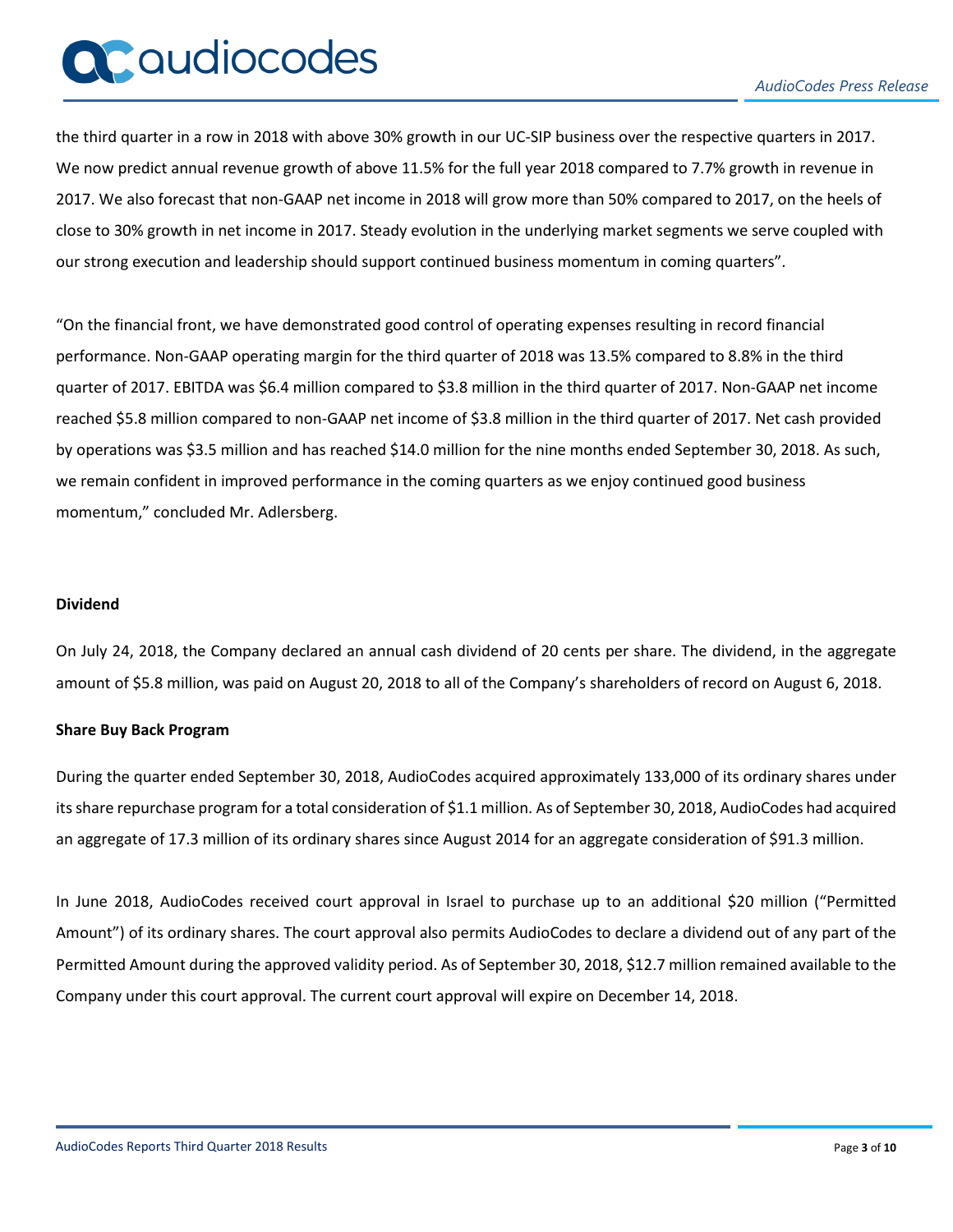the third quarter in a row in 2018 with above 30% growth in our UC-SIP business over the respective quarters in 2017. We now predict annual revenue growth of above 11.5% for the full year 2018 compared to 7.7% growth in revenue in 2017. We also forecast that non-GAAP net income in 2018 will grow more than 50% compared to 2017, on the heels of close to 30% growth in net income in 2017. Steady evolution in the underlying market segments we serve coupled with our strong execution and leadership should support continued business momentum in coming quarters".

"On the financial front, we have demonstrated good control of operating expenses resulting in record financial performance. Non-GAAP operating margin for the third quarter of 2018 was 13.5% compared to 8.8% in the third quarter of 2017. EBITDA was $6.4 million compared to $3.8 million in the third quarter of 2017. Non-GAAP net income reached $5.8 million compared to non-GAAP net income of $3.8 million in the third quarter of 2017. Net cash provided by operations was $3.5 million and has reached $14.0 million for the nine months ended September 30, 2018. As such, we remain confident in improved performance in the coming quarters as we enjoy continued good business momentum," concluded Mr. Adlersberg.

**Dividend**

On July 24, 2018, the Company declared an annual cash dividend of 20 cents per share. The dividend, in the aggregate amount of $5.8 million, was paid on August 20, 2018 to all of the Company's shareholders of record on August 6, 2018.

**Share Buy Back Program**

During the quarter ended September 30, 2018, AudioCodes acquired approximately 133,000 of its ordinary shares under its share repurchase program for a total consideration of $1.1 million. As of September 30, 2018, AudioCodes had acquired an aggregate of 17.3 million of its ordinary shares since August 2014 for an aggregate consideration of $91.3 million.

In June 2018, AudioCodes received court approval in Israel to purchase up to an additional $20 million ("Permitted Amount") of its ordinary shares. The court approval also permits AudioCodes to declare a dividend out of any part of the Permitted Amount during the approved validity period. As of September 30, 2018, $12.7 million remained available to the Company under this court approval. The current court approval will expire on December 14, 2018.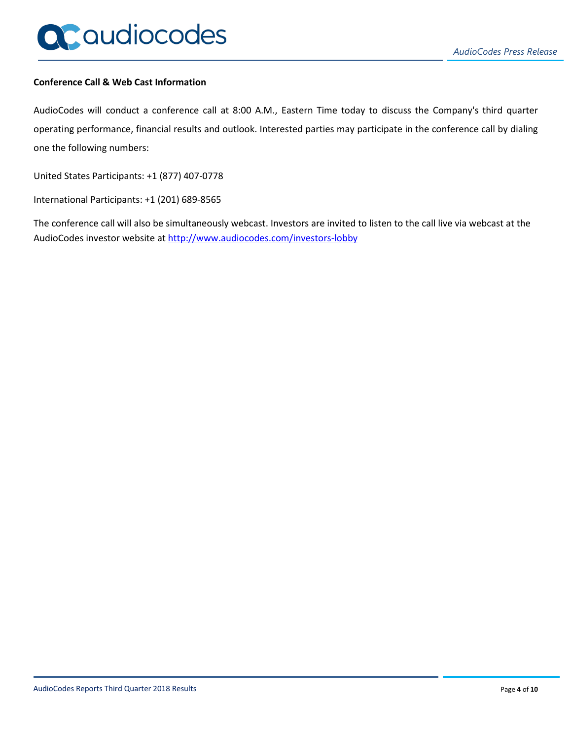**Conference Call & Web Cast Information**

AudioCodes will conduct a conference call at 8:00 A.M., Eastern Time today to discuss the Company's third quarter operating performance, financial results and outlook. Interested parties may participate in the conference call by dialing one the following numbers:

United States Participants: +1 (877) 407-0778

International Participants: +1 (201) 689-8565

The conference call will also be simultaneously webcast. Investors are invited to listen to the call live via webcast at the AudioCodes investor website at [http://www.audiocodes.com/investors-lobby](http://www.audiocodes.com/investors-lobby)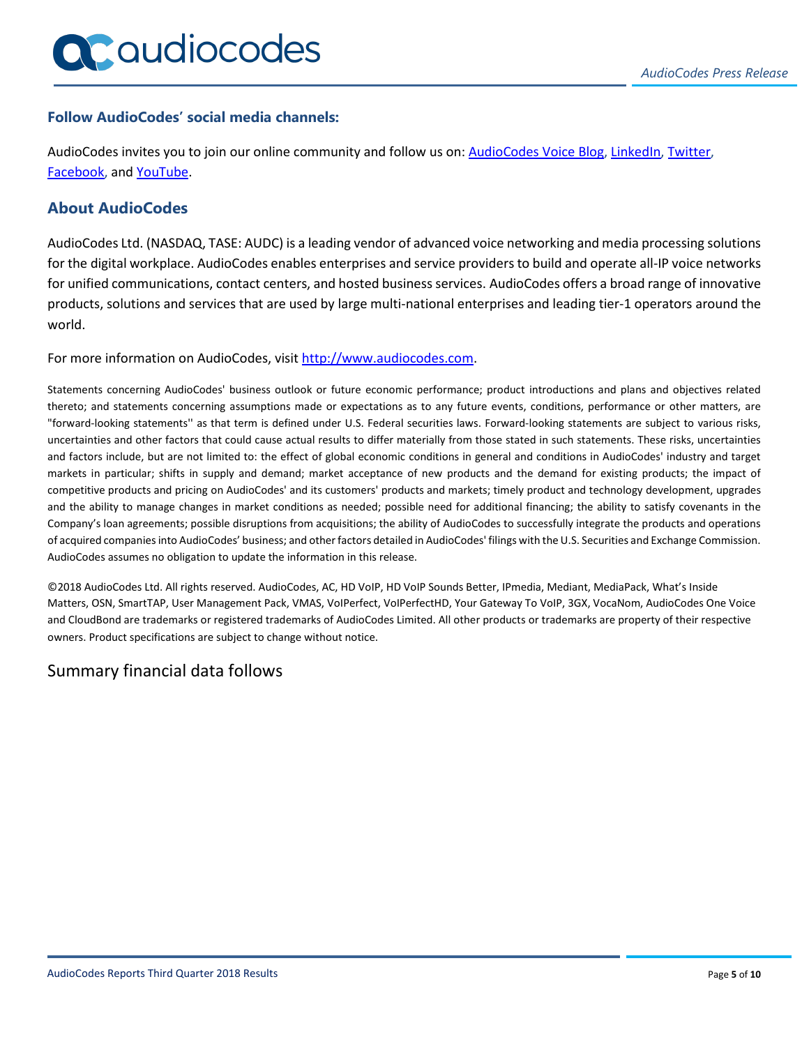### Follow AudioCodes' social media channels:

AudioCodes invites you to join our online community and follow us on: AudioCodes Voice Blog, LinkedIn, Twitter, Facebook, and YouTube.

## About AudioCodes

AudioCodes Ltd. (NASDAQ, TASE: AUDC) is a leading vendor of advanced voice networking and media processing solutions for the digital workplace. AudioCodes enables enterprises and service providers to build and operate all-IP voice networks for unified communications, contact centers, and hosted business services. AudioCodes offers a broad range of innovative products, solutions and services that are used by large multi-national enterprises and leading tier-1 operators around the world.

For more information on AudioCodes, visit http://www.audiocodes.com.

Statements concerning AudioCodes' business outlook or future economic performance; product introductions and plans and objectives related thereto; and statements concerning assumptions made or expectations as to any future events, conditions, performance or other matters, are "forward-looking statements'' as that term is defined under U.S. Federal securities laws. Forward-looking statements are subject to various risks, uncertainties and other factors that could cause actual results to differ materially from those stated in such statements. These risks, uncertainties and factors include, but are not limited to: the effect of global economic conditions in general and conditions in AudioCodes' industry and target markets in particular; shifts in supply and demand; market acceptance of new products and the demand for existing products; the impact of competitive products and pricing on AudioCodes' and its customers' products and markets; timely product and technology development, upgrades and the ability to manage changes in market conditions as needed; possible need for additional financing; the ability to satisfy covenants in the Company's loan agreements; possible disruptions from acquisitions; the ability of AudioCodes to successfully integrate the products and operations of acquired companies into AudioCodes' business; and other factors detailed in AudioCodes' filings with the U.S. Securities and Exchange Commission. AudioCodes assumes no obligation to update the information in this release.

©2018 AudioCodes Ltd. All rights reserved. AudioCodes, AC, HD VoIP, HD VoIP Sounds Better, IPmedia, Mediant, MediaPack, What's Inside Matters, OSN, SmartTAP, User Management Pack, VMAS, VoIPerfect, VoIPerfectHD, Your Gateway To VoIP, 3GX, VocaNom, AudioCodes One Voice and CloudBond are trademarks or registered trademarks of AudioCodes Limited. All other products or trademarks are property of their respective owners. Product specifications are subject to change without notice.

## Summary financial data follows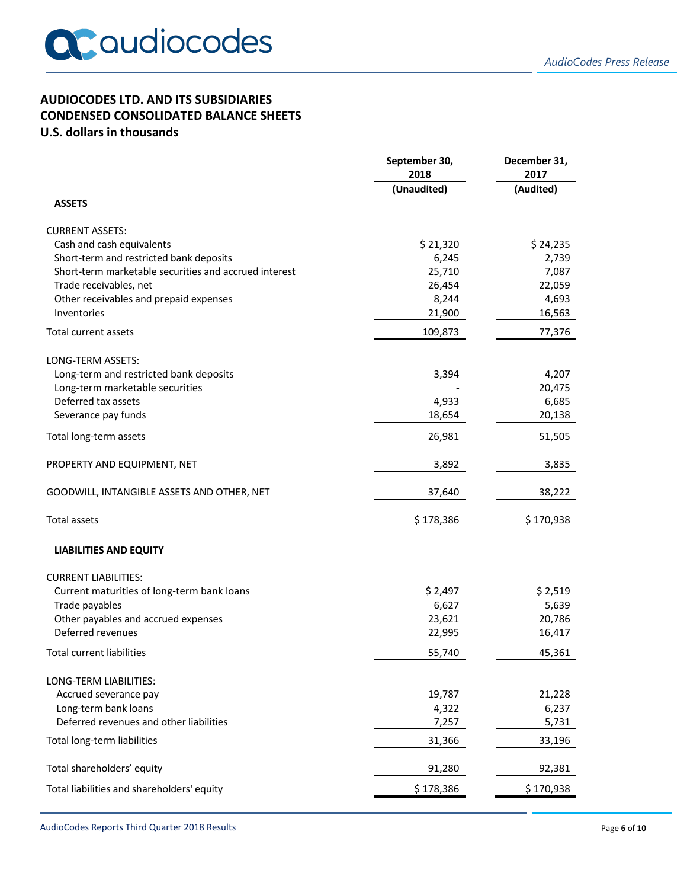# AUDIOCODES LTD. AND ITS SUBSIDIARIES
## CONDENSED CONSOLIDATED BALANCE SHEETS
### U.S. dollars in thousands

| | September 30, 2018 | December 31, 2017 |
|---|---|---|
| | (Unaudited) | (Audited) |
| **ASSETS** | | |
| CURRENT ASSETS: | | |
| Cash and cash equivalents | $ 21,320 | $ 24,235 |
| Short-term and restricted bank deposits | 6,245 | 2,739 |
| Short-term marketable securities and accrued interest | 25,710 | 7,087 |
| Trade receivables, net | 26,454 | 22,059 |
| Other receivables and prepaid expenses | 8,244 | 4,693 |
| Inventories | 21,900 | 16,563 |
| Total current assets | 109,873 | 77,376 |
| LONG-TERM ASSETS: | | |
| Long-term and restricted bank deposits | 3,394 | 4,207 |
| Long-term marketable securities | - | 20,475 |
| Deferred tax assets | 4,933 | 6,685 |
| Severance pay funds | 18,654 | 20,138 |
| Total long-term assets | 26,981 | 51,505 |
| PROPERTY AND EQUIPMENT, NET | 3,892 | 3,835 |
| GOODWILL, INTANGIBLE ASSETS AND OTHER, NET | 37,640 | 38,222 |
| Total assets | $ 178,386 | $ 170,938 |
| **LIABILITIES AND EQUITY** | | |
| CURRENT LIABILITIES: | | |
| Current maturities of long-term bank loans | $ 2,497 | $ 2,519 |
| Trade payables | 6,627 | 5,639 |
| Other payables and accrued expenses | 23,621 | 20,786 |
| Deferred revenues | 22,995 | 16,417 |
| Total current liabilities | 55,740 | 45,361 |
| LONG-TERM LIABILITIES: | | |
| Accrued severance pay | 19,787 | 21,228 |
| Long-term bank loans | 4,322 | 6,237 |
| Deferred revenues and other liabilities | 7,257 | 5,731 |
| Total long-term liabilities | 31,366 | 33,196 |
| Total shareholders' equity | 91,280 | 92,381 |
| Total liabilities and shareholders' equity | $ 178,386 | $ 170,938 |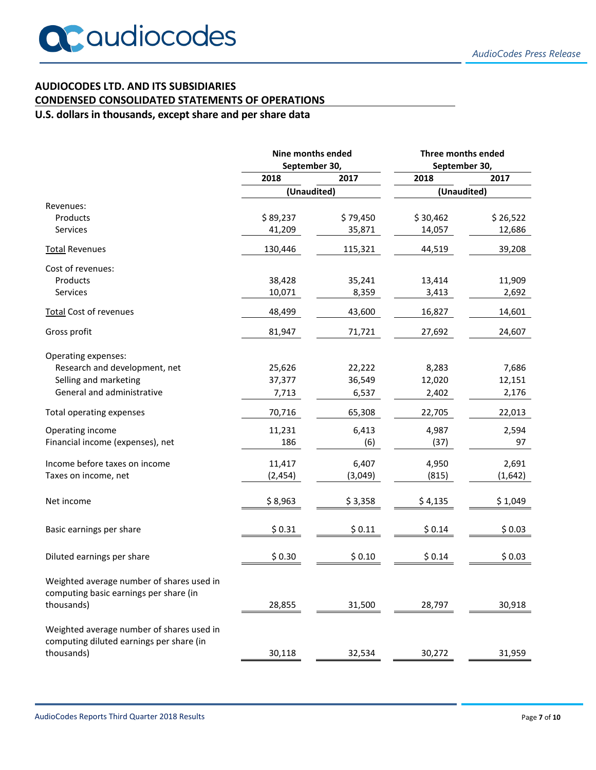# AUDIOCODES LTD. AND ITS SUBSIDIARIES

## CONDENSED CONSOLIDATED STATEMENTS OF OPERATIONS

### U.S. dollars in thousands, except share and per share data

| | Nine months ended September 30, | | Three months ended September 30, | |
|---|---|---|---|---|
| | 2018 | 2017 | 2018 | 2017 |
| | (Unaudited) | | (Unaudited) | |
| Revenues: | | | | |
| Products | $ 89,237 | $ 79,450 | $ 30,462 | $ 26,522 |
| Services | 41,209 | 35,871 | 14,057 | 12,686 |
| Total Revenues | 130,446 | 115,321 | 44,519 | 39,208 |
| Cost of revenues: | | | | |
| Products | 38,428 | 35,241 | 13,414 | 11,909 |
| Services | 10,071 | 8,359 | 3,413 | 2,692 |
| Total Cost of revenues | 48,499 | 43,600 | 16,827 | 14,601 |
| Gross profit | 81,947 | 71,721 | 27,692 | 24,607 |
| Operating expenses: | | | | |
| Research and development, net | 25,626 | 22,222 | 8,283 | 7,686 |
| Selling and marketing | 37,377 | 36,549 | 12,020 | 12,151 |
| General and administrative | 7,713 | 6,537 | 2,402 | 2,176 |
| Total operating expenses | 70,716 | 65,308 | 22,705 | 22,013 |
| Operating income | 11,231 | 6,413 | 4,987 | 2,594 |
| Financial income (expenses), net | 186 | (6) | (37) | 97 |
| Income before taxes on income | 11,417 | 6,407 | 4,950 | 2,691 |
| Taxes on income, net | (2,454) | (3,049) | (815) | (1,642) |
| Net income | $ 8,963 | $ 3,358 | $ 4,135 | $ 1,049 |
| Basic earnings per share | $ 0.31 | $ 0.11 | $ 0.14 | $ 0.03 |
| Diluted earnings per share | $ 0.30 | $ 0.10 | $ 0.14 | $ 0.03 |
| Weighted average number of shares used in computing basic earnings per share (in thousands) | 28,855 | 31,500 | 28,797 | 30,918 |
| Weighted average number of shares used in computing diluted earnings per share (in thousands) | 30,118 | 32,534 | 30,272 | 31,959 |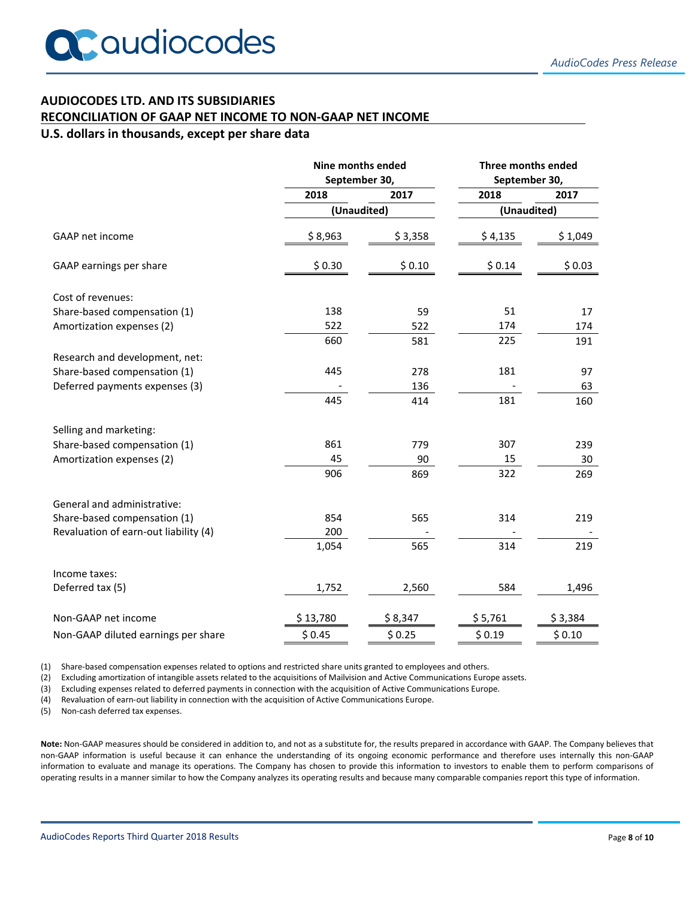## AUDIOCODES LTD. AND ITS SUBSIDIARIES

## RECONCILIATION OF GAAP NET INCOME TO NON-GAAP NET INCOME

### U.S. dollars in thousands, except per share data

| | Nine months ended September 30, | | Three months ended September 30, | |
|---|---|---|---|---|
| | 2018 | 2017 | 2018 | 2017 |
| | (Unaudited) | | (Unaudited) | |
| GAAP net income | $ 8,963 | $ 3,358 | $ 4,135 | $ 1,049 |
| GAAP earnings per share | $ 0.30 | $ 0.10 | $ 0.14 | $ 0.03 |
| Cost of revenues: | | | | |
| Share-based compensation (1) | 138 | 59 | 51 | 17 |
| Amortization expenses (2) | 522 | 522 | 174 | 174 |
| | 660 | 581 | 225 | 191 |
| Research and development, net: | | | | |
| Share-based compensation (1) | 445 | 278 | 181 | 97 |
| Deferred payments expenses (3) | - | 136 | - | 63 |
| | 445 | 414 | 181 | 160 |
| Selling and marketing: | | | | |
| Share-based compensation (1) | 861 | 779 | 307 | 239 |
| Amortization expenses (2) | 45 | 90 | 15 | 30 |
| | 906 | 869 | 322 | 269 |
| General and administrative: | | | | |
| Share-based compensation (1) | 854 | 565 | 314 | 219 |
| Revaluation of earn-out liability (4) | 200 | - | - | - |
| | 1,054 | 565 | 314 | 219 |
| Income taxes: | | | | |
| Deferred tax (5) | 1,752 | 2,560 | 584 | 1,496 |
| Non-GAAP net income | $ 13,780 | $ 8,347 | $ 5,761 | $ 3,384 |
| Non-GAAP diluted earnings per share | $ 0.45 | $ 0.25 | $ 0.19 | $ 0.10 |

(1) Share-based compensation expenses related to options and restricted share units granted to employees and others.
(2) Excluding amortization of intangible assets related to the acquisitions of Mailvision and Active Communications Europe assets.
(3) Excluding expenses related to deferred payments in connection with the acquisition of Active Communications Europe.
(4) Revaluation of earn-out liability in connection with the acquisition of Active Communications Europe.
(5) Non-cash deferred tax expenses.

**Note:** Non-GAAP measures should be considered in addition to, and not as a substitute for, the results prepared in accordance with GAAP. The Company believes that non-GAAP information is useful because it can enhance the understanding of its ongoing economic performance and therefore uses internally this non-GAAP information to evaluate and manage its operations. The Company has chosen to provide this information to investors to enable them to perform comparisons of operating results in a manner similar to how the Company analyzes its operating results and because many comparable companies report this type of information.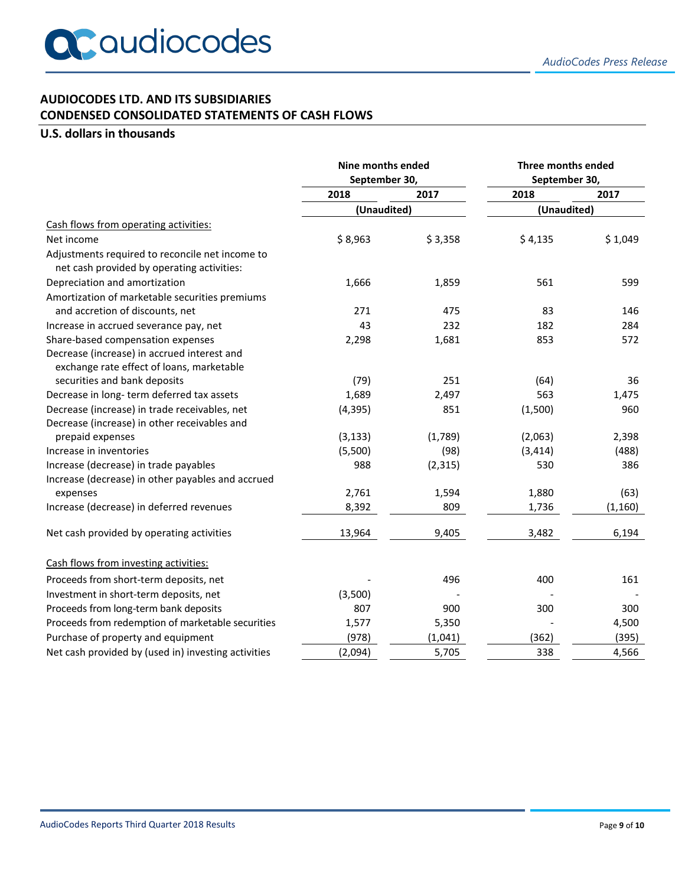**AUDIOCODES LTD. AND ITS SUBSIDIARIES**
**CONDENSED CONSOLIDATED STATEMENTS OF CASH FLOWS**

**U.S. dollars in thousands**

| | Nine months ended September 30, | | Three months ended September 30, | |
|---|---|---|---|---|
| | 2018 | 2017 | 2018 | 2017 |
| | (Unaudited) | | (Unaudited) | |
| Cash flows from operating activities: | | | | |
| Net income | $ 8,963 | $ 3,358 | $ 4,135 | $ 1,049 |
| Adjustments required to reconcile net income to net cash provided by operating activities: | | | | |
| Depreciation and amortization | 1,666 | 1,859 | 561 | 599 |
| Amortization of marketable securities premiums and accretion of discounts, net | 271 | 475 | 83 | 146 |
| Increase in accrued severance pay, net | 43 | 232 | 182 | 284 |
| Share-based compensation expenses | 2,298 | 1,681 | 853 | 572 |
| Decrease (increase) in accrued interest and exchange rate effect of loans, marketable securities and bank deposits | (79) | 251 | (64) | 36 |
| Decrease in long- term deferred tax assets | 1,689 | 2,497 | 563 | 1,475 |
| Decrease (increase) in trade receivables, net | (4,395) | 851 | (1,500) | 960 |
| Decrease (increase) in other receivables and prepaid expenses | (3,133) | (1,789) | (2,063) | 2,398 |
| Increase in inventories | (5,500) | (98) | (3,414) | (488) |
| Increase (decrease) in trade payables | 988 | (2,315) | 530 | 386 |
| Increase (decrease) in other payables and accrued expenses | 2,761 | 1,594 | 1,880 | (63) |
| Increase (decrease) in deferred revenues | 8,392 | 809 | 1,736 | (1,160) |
| Net cash provided by operating activities | 13,964 | 9,405 | 3,482 | 6,194 |
| Cash flows from investing activities: | | | | |
| Proceeds from short-term deposits, net | - | 496 | 400 | 161 |
| Investment in short-term deposits, net | (3,500) | - | - | - |
| Proceeds from long-term bank deposits | 807 | 900 | 300 | 300 |
| Proceeds from redemption of marketable securities | 1,577 | 5,350 | - | 4,500 |
| Purchase of property and equipment | (978) | (1,041) | (362) | (395) |
| Net cash provided by (used in) investing activities | (2,094) | 5,705 | 338 | 4,566 |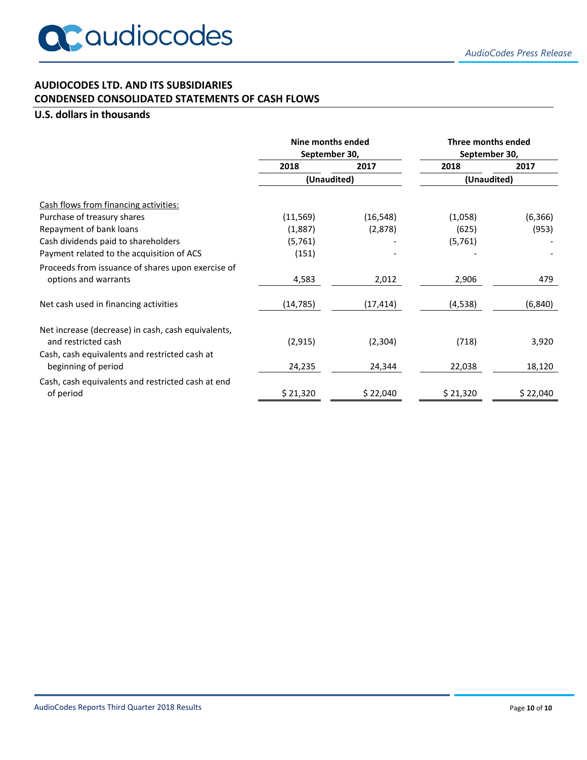## AUDIOCODES LTD. AND ITS SUBSIDIARIES
## CONDENSED CONSOLIDATED STATEMENTS OF CASH FLOWS
### U.S. dollars in thousands

| | Nine months ended September 30, | | Three months ended September 30, | |
|---|---|---|---|---|
| | 2018 | 2017 | 2018 | 2017 |
| | (Unaudited) | | (Unaudited) | |
| Cash flows from financing activities: | | | | |
| Purchase of treasury shares | (11,569) | (16,548) | (1,058) | (6,366) |
| Repayment of bank loans | (1,887) | (2,878) | (625) | (953) |
| Cash dividends paid to shareholders | (5,761) | - | (5,761) | - |
| Payment related to the acquisition of ACS | (151) | - | - | - |
| Proceeds from issuance of shares upon exercise of options and warrants | 4,583 | 2,012 | 2,906 | 479 |
| Net cash used in financing activities | (14,785) | (17,414) | (4,538) | (6,840) |
| Net increase (decrease) in cash, cash equivalents, and restricted cash | (2,915) | (2,304) | (718) | 3,920 |
| Cash, cash equivalents and restricted cash at beginning of period | 24,235 | 24,344 | 22,038 | 18,120 |
| Cash, cash equivalents and restricted cash at end of period | $ 21,320 | $ 22,040 | $ 21,320 | $ 22,040 |